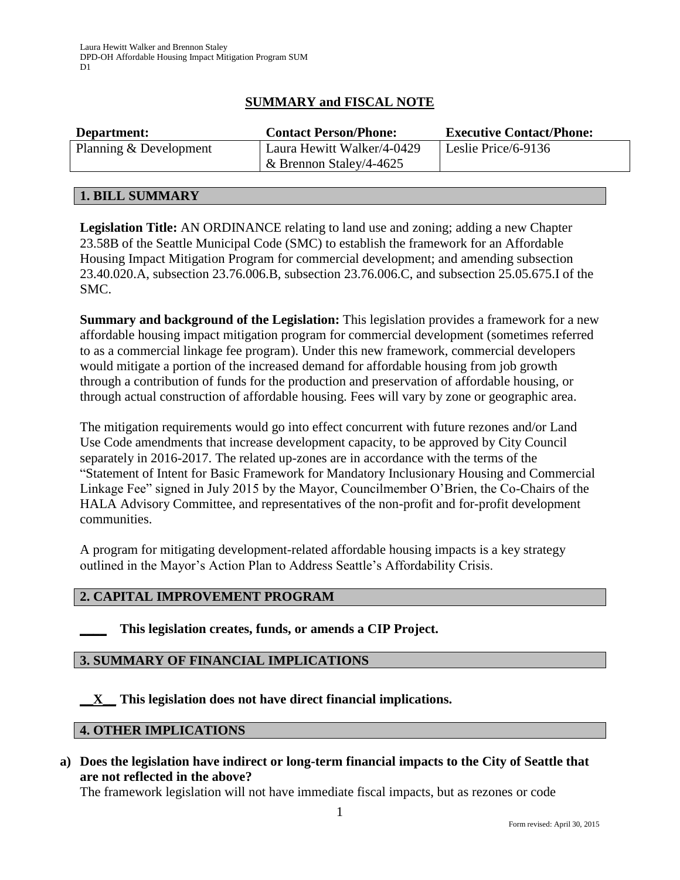## SUMMARY and FISCAL NOTE

| Department: | Contact Person/Phone: | Executive Contact/Phone: |
|---|---|---|
| Planning & Development | Laura Hewitt Walker/4-0429 & Brennon Staley/4-4625 | Leslie Price/6-9136 |

### 1. BILL SUMMARY

**Legislation Title:** AN ORDINANCE relating to land use and zoning; adding a new Chapter 23.58B of the Seattle Municipal Code (SMC) to establish the framework for an Affordable Housing Impact Mitigation Program for commercial development; and amending subsection 23.40.020.A, subsection 23.76.006.B, subsection 23.76.006.C, and subsection 25.05.675.I of the SMC.

**Summary and background of the Legislation:** This legislation provides a framework for a new affordable housing impact mitigation program for commercial development (sometimes referred to as a commercial linkage fee program). Under this new framework, commercial developers would mitigate a portion of the increased demand for affordable housing from job growth through a contribution of funds for the production and preservation of affordable housing, or through actual construction of affordable housing. Fees will vary by zone or geographic area.

The mitigation requirements would go into effect concurrent with future rezones and/or Land Use Code amendments that increase development capacity, to be approved by City Council separately in 2016-2017. The related up-zones are in accordance with the terms of the "Statement of Intent for Basic Framework for Mandatory Inclusionary Housing and Commercial Linkage Fee" signed in July 2015 by the Mayor, Councilmember O'Brien, the Co-Chairs of the HALA Advisory Committee, and representatives of the non-profit and for-profit development communities.

A program for mitigating development-related affordable housing impacts is a key strategy outlined in the Mayor's Action Plan to Address Seattle's Affordability Crisis.

### 2. CAPITAL IMPROVEMENT PROGRAM

**____ This legislation creates, funds, or amends a CIP Project.**

### 3. SUMMARY OF FINANCIAL IMPLICATIONS

**__X__ This legislation does not have direct financial implications.**

### 4. OTHER IMPLICATIONS

**a) Does the legislation have indirect or long-term financial impacts to the City of Seattle that are not reflected in the above?**

The framework legislation will not have immediate fiscal impacts, but as rezones or code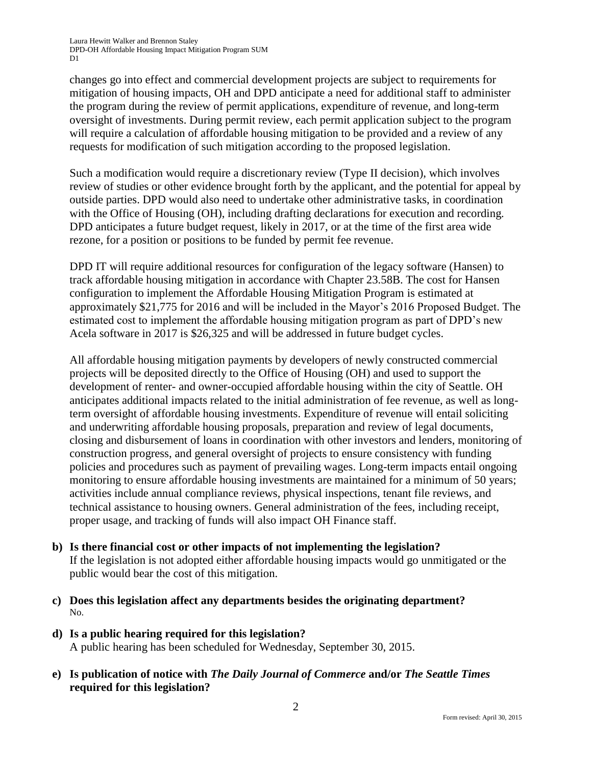changes go into effect and commercial development projects are subject to requirements for mitigation of housing impacts, OH and DPD anticipate a need for additional staff to administer the program during the review of permit applications, expenditure of revenue, and long-term oversight of investments. During permit review, each permit application subject to the program will require a calculation of affordable housing mitigation to be provided and a review of any requests for modification of such mitigation according to the proposed legislation.

Such a modification would require a discretionary review (Type II decision), which involves review of studies or other evidence brought forth by the applicant, and the potential for appeal by outside parties. DPD would also need to undertake other administrative tasks, in coordination with the Office of Housing (OH), including drafting declarations for execution and recording. DPD anticipates a future budget request, likely in 2017, or at the time of the first area wide rezone, for a position or positions to be funded by permit fee revenue.

DPD IT will require additional resources for configuration of the legacy software (Hansen) to track affordable housing mitigation in accordance with Chapter 23.58B. The cost for Hansen configuration to implement the Affordable Housing Mitigation Program is estimated at approximately $21,775 for 2016 and will be included in the Mayor's 2016 Proposed Budget. The estimated cost to implement the affordable housing mitigation program as part of DPD's new Acela software in 2017 is $26,325 and will be addressed in future budget cycles.

All affordable housing mitigation payments by developers of newly constructed commercial projects will be deposited directly to the Office of Housing (OH) and used to support the development of renter- and owner-occupied affordable housing within the city of Seattle. OH anticipates additional impacts related to the initial administration of fee revenue, as well as long-term oversight of affordable housing investments. Expenditure of revenue will entail soliciting and underwriting affordable housing proposals, preparation and review of legal documents, closing and disbursement of loans in coordination with other investors and lenders, monitoring of construction progress, and general oversight of projects to ensure consistency with funding policies and procedures such as payment of prevailing wages. Long-term impacts entail ongoing monitoring to ensure affordable housing investments are maintained for a minimum of 50 years; activities include annual compliance reviews, physical inspections, tenant file reviews, and technical assistance to housing owners. General administration of the fees, including receipt, proper usage, and tracking of funds will also impact OH Finance staff.

**b) Is there financial cost or other impacts of not implementing the legislation?**
If the legislation is not adopted either affordable housing impacts would go unmitigated or the public would bear the cost of this mitigation.

**c) Does this legislation affect any departments besides the originating department?**
No.

**d) Is a public hearing required for this legislation?**
A public hearing has been scheduled for Wednesday, September 30, 2015.

**e) Is publication of notice with *The Daily Journal of Commerce* and/or *The Seattle Times* required for this legislation?**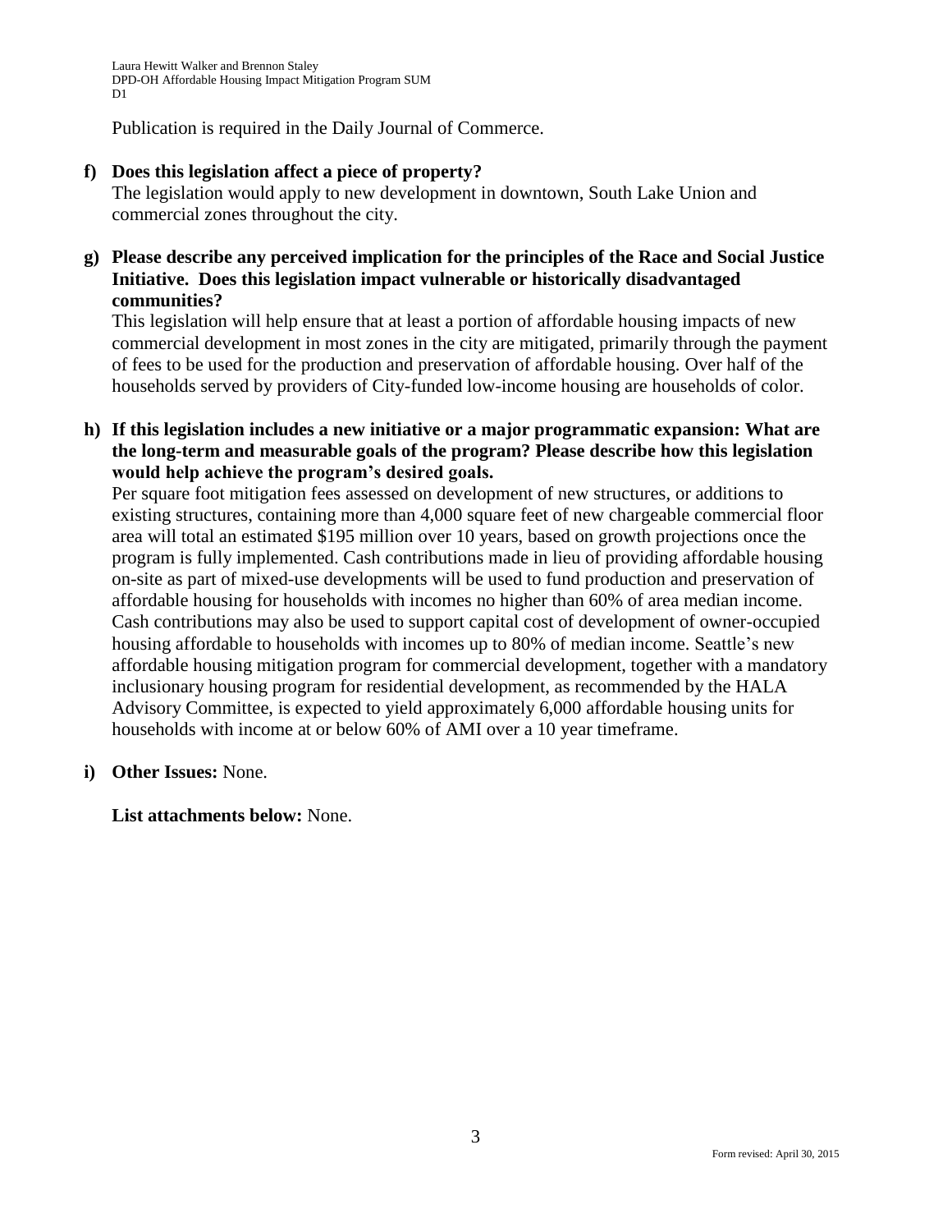Publication is required in the Daily Journal of Commerce.

**f) Does this legislation affect a piece of property?**

The legislation would apply to new development in downtown, South Lake Union and commercial zones throughout the city.

**g) Please describe any perceived implication for the principles of the Race and Social Justice Initiative. Does this legislation impact vulnerable or historically disadvantaged communities?**

This legislation will help ensure that at least a portion of affordable housing impacts of new commercial development in most zones in the city are mitigated, primarily through the payment of fees to be used for the production and preservation of affordable housing. Over half of the households served by providers of City-funded low-income housing are households of color.

**h) If this legislation includes a new initiative or a major programmatic expansion: What are the long-term and measurable goals of the program? Please describe how this legislation would help achieve the program's desired goals.**

Per square foot mitigation fees assessed on development of new structures, or additions to existing structures, containing more than 4,000 square feet of new chargeable commercial floor area will total an estimated $195 million over 10 years, based on growth projections once the program is fully implemented. Cash contributions made in lieu of providing affordable housing on-site as part of mixed-use developments will be used to fund production and preservation of affordable housing for households with incomes no higher than 60% of area median income. Cash contributions may also be used to support capital cost of development of owner-occupied housing affordable to households with incomes up to 80% of median income. Seattle's new affordable housing mitigation program for commercial development, together with a mandatory inclusionary housing program for residential development, as recommended by the HALA Advisory Committee, is expected to yield approximately 6,000 affordable housing units for households with income at or below 60% of AMI over a 10 year timeframe.

**i) Other Issues:** None.

**List attachments below:** None.